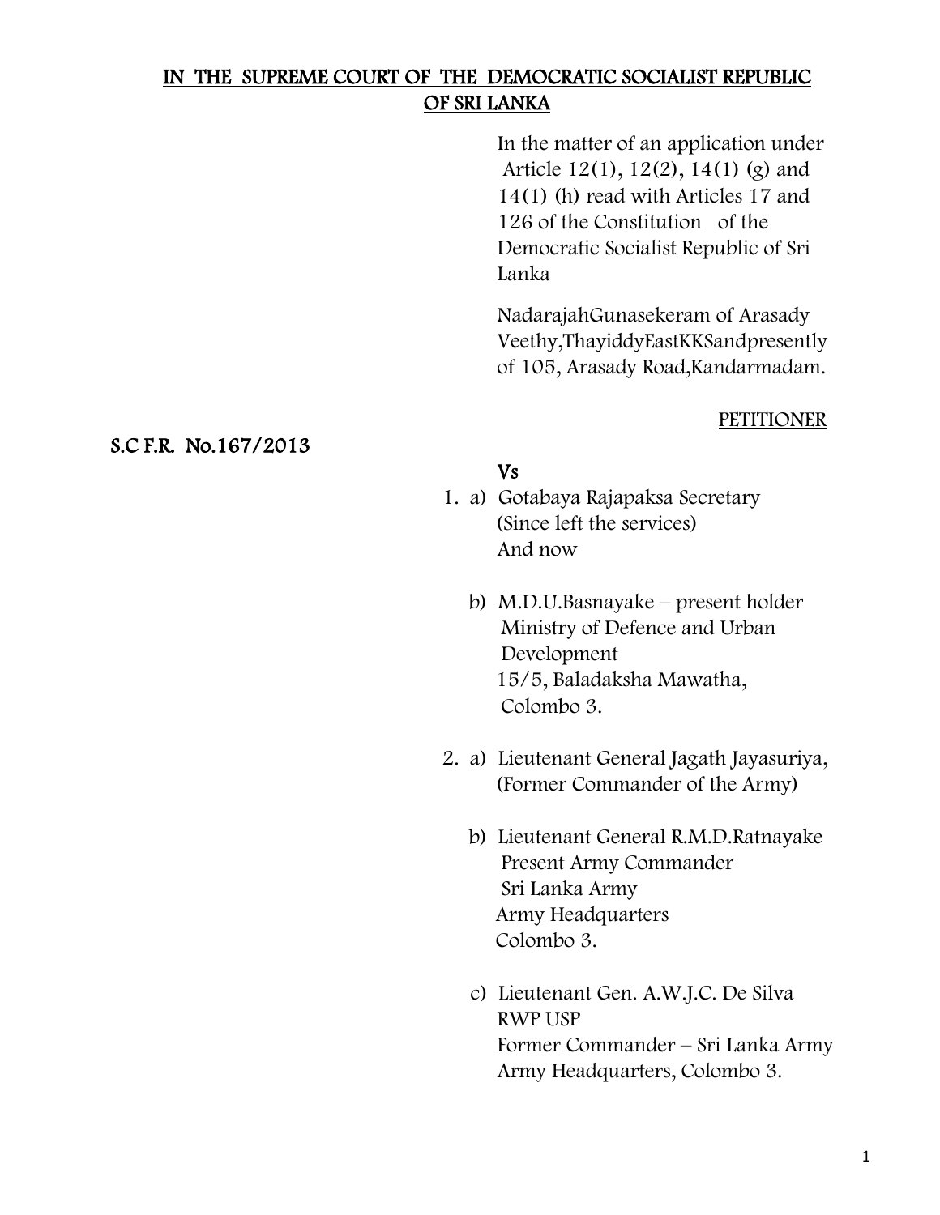**IN THE SUPREME COURT OF THE DEMOCRATIC SOCIALIST REPUBLIC OF SRI LANKA**

In the matter of an application under Article 12(1), 12(2), 14(1) (g) and 14(1) (h) read with Articles 17 and 126 of the Constitution of the Democratic Socialist Republic of Sri Lanka

NadarajahGunasekeram of Arasady Veethy,ThayiddyEastKKSandpresently of 105, Arasady Road,Kandarmadam.

PETITIONER

**S.C F.R. No.167/2013**

**Vs**

1. a) Gotabaya Rajapaksa Secretary (Since left the services) And now

   b) M.D.U.Basnayake – present holder Ministry of Defence and Urban Development 15/5, Baladaksha Mawatha, Colombo 3.

2. a) Lieutenant General Jagath Jayasuriya, (Former Commander of the Army)

   b) Lieutenant General R.M.D.Ratnayake Present Army Commander Sri Lanka Army Army Headquarters Colombo 3.

   c) Lieutenant Gen. A.W.J.C. De Silva RWP USP Former Commander – Sri Lanka Army Army Headquarters, Colombo 3.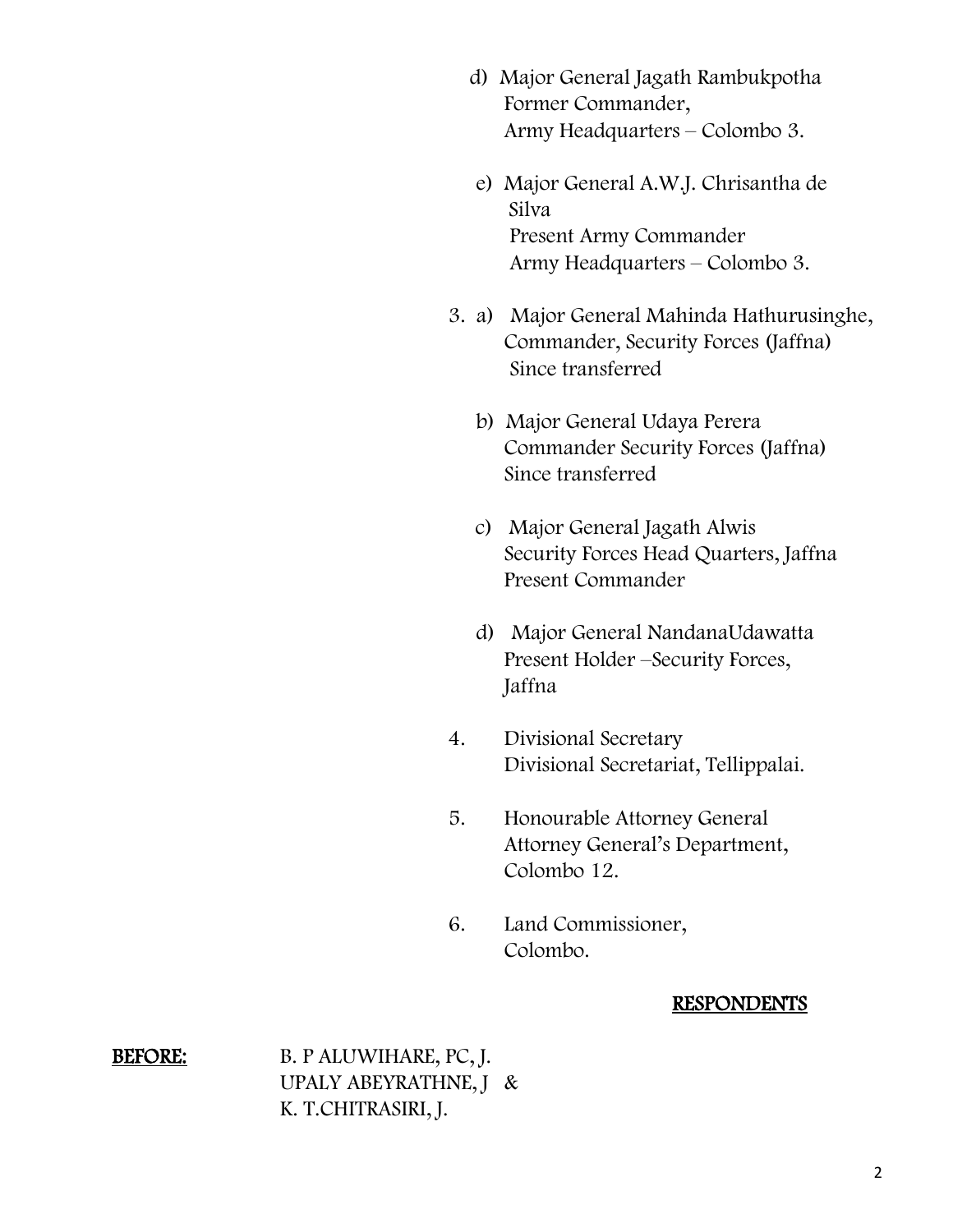d) Major General Jagath Rambukpotha
   Former Commander,
   Army Headquarters – Colombo 3.

e) Major General A.W.J. Chrisantha de Silva
   Present Army Commander
   Army Headquarters – Colombo 3.

3. a) Major General Mahinda Hathurusinghe,
   Commander, Security Forces (Jaffna)
   Since transferred

   b) Major General Udaya Perera
   Commander Security Forces (Jaffna)
   Since transferred

   c) Major General Jagath Alwis
   Security Forces Head Quarters, Jaffna
   Present Commander

   d) Major General NandanaUdawatta
   Present Holder –Security Forces, Jaffna

4. Divisional Secretary
   Divisional Secretariat, Tellippalai.

5. Honourable Attorney General
   Attorney General's Department,
   Colombo 12.

6. Land Commissioner,
   Colombo.

**RESPONDENTS**

**BEFORE:** B. P ALUWIHARE, PC, J.
UPALY ABEYRATHNE, J &
K. T.CHITRASIRI, J.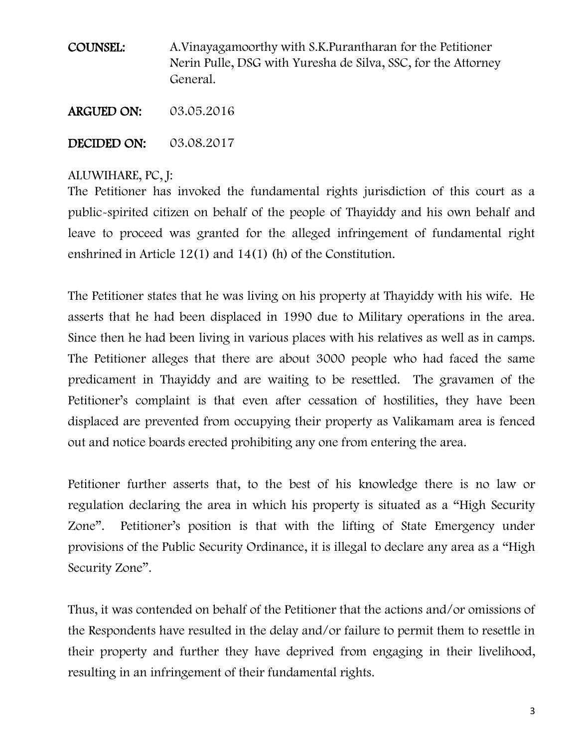**COUNSEL:** A.Vinayagamoorthy with S.K.Purantharan for the Petitioner
Nerin Pulle, DSG with Yuresha de Silva, SSC, for the Attorney General.

**ARGUED ON:** 03.05.2016

**DECIDED ON:** 03.08.2017

ALUWIHARE, PC, J:

The Petitioner has invoked the fundamental rights jurisdiction of this court as a public-spirited citizen on behalf of the people of Thayiddy and his own behalf and leave to proceed was granted for the alleged infringement of fundamental right enshrined in Article 12(1) and 14(1) (h) of the Constitution.

The Petitioner states that he was living on his property at Thayiddy with his wife. He asserts that he had been displaced in 1990 due to Military operations in the area. Since then he had been living in various places with his relatives as well as in camps. The Petitioner alleges that there are about 3000 people who had faced the same predicament in Thayiddy and are waiting to be resettled. The gravamen of the Petitioner's complaint is that even after cessation of hostilities, they have been displaced are prevented from occupying their property as Valikamam area is fenced out and notice boards erected prohibiting any one from entering the area.

Petitioner further asserts that, to the best of his knowledge there is no law or regulation declaring the area in which his property is situated as a "High Security Zone". Petitioner's position is that with the lifting of State Emergency under provisions of the Public Security Ordinance, it is illegal to declare any area as a "High Security Zone".

Thus, it was contended on behalf of the Petitioner that the actions and/or omissions of the Respondents have resulted in the delay and/or failure to permit them to resettle in their property and further they have deprived from engaging in their livelihood, resulting in an infringement of their fundamental rights.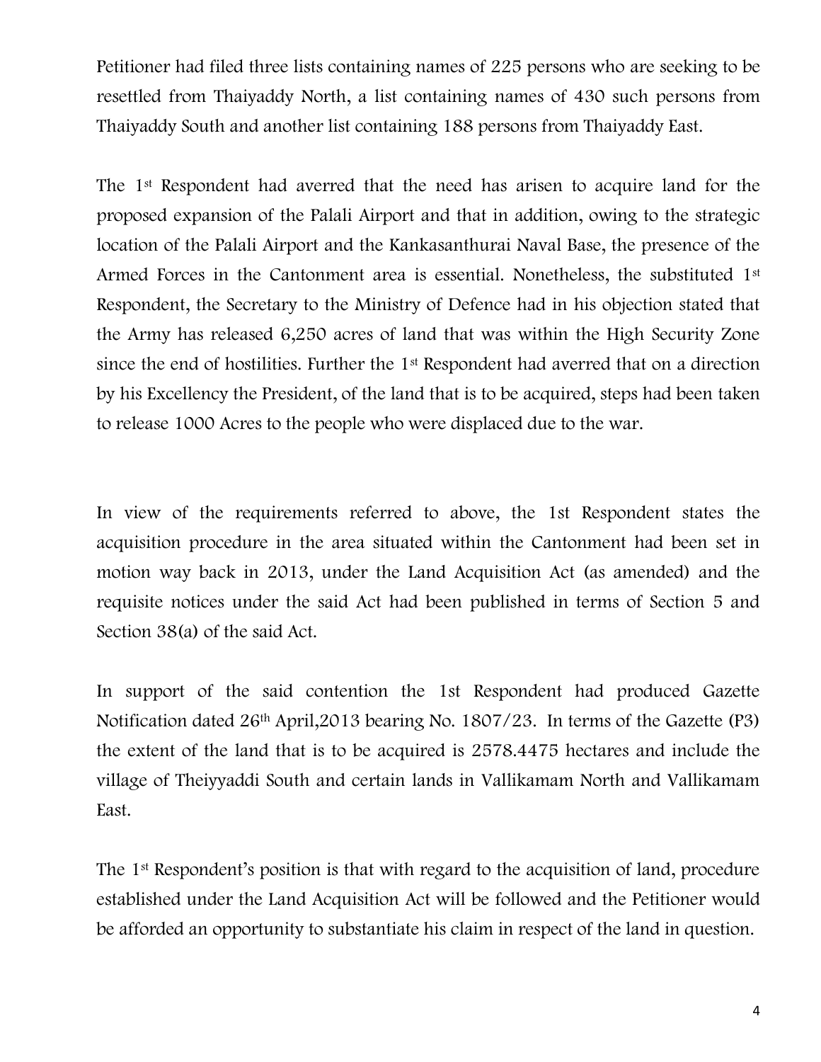Petitioner had filed three lists containing names of 225 persons who are seeking to be resettled from Thaiyaddy North, a list containing names of 430 such persons from Thaiyaddy South and another list containing 188 persons from Thaiyaddy East.

The 1st Respondent had averred that the need has arisen to acquire land for the proposed expansion of the Palali Airport and that in addition, owing to the strategic location of the Palali Airport and the Kankasanthurai Naval Base, the presence of the Armed Forces in the Cantonment area is essential. Nonetheless, the substituted 1st Respondent, the Secretary to the Ministry of Defence had in his objection stated that the Army has released 6,250 acres of land that was within the High Security Zone since the end of hostilities. Further the 1st Respondent had averred that on a direction by his Excellency the President, of the land that is to be acquired, steps had been taken to release 1000 Acres to the people who were displaced due to the war.

In view of the requirements referred to above, the 1st Respondent states the acquisition procedure in the area situated within the Cantonment had been set in motion way back in 2013, under the Land Acquisition Act (as amended) and the requisite notices under the said Act had been published in terms of Section 5 and Section 38(a) of the said Act.

In support of the said contention the 1st Respondent had produced Gazette Notification dated 26th April,2013 bearing No. 1807/23. In terms of the Gazette (P3) the extent of the land that is to be acquired is 2578.4475 hectares and include the village of Theiyyaddi South and certain lands in Vallikamam North and Vallikamam East.

The 1st Respondent's position is that with regard to the acquisition of land, procedure established under the Land Acquisition Act will be followed and the Petitioner would be afforded an opportunity to substantiate his claim in respect of the land in question.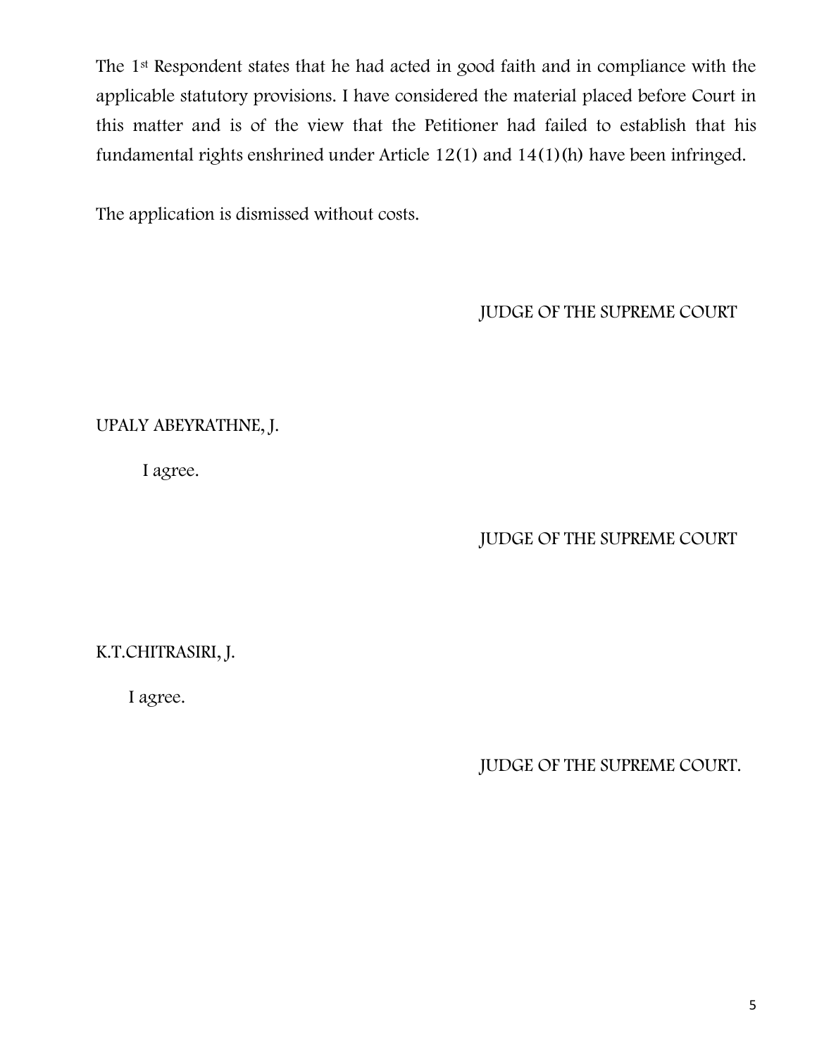The 1st Respondent states that he had acted in good faith and in compliance with the applicable statutory provisions. I have considered the material placed before Court in this matter and is of the view that the Petitioner had failed to establish that his fundamental rights enshrined under Article 12(1) and 14(1)(h) have been infringed.

The application is dismissed without costs.

JUDGE OF THE SUPREME COURT

UPALY ABEYRATHNE, J.

I agree.

JUDGE OF THE SUPREME COURT

K.T.CHITRASIRI, J.

I agree.

JUDGE OF THE SUPREME COURT.